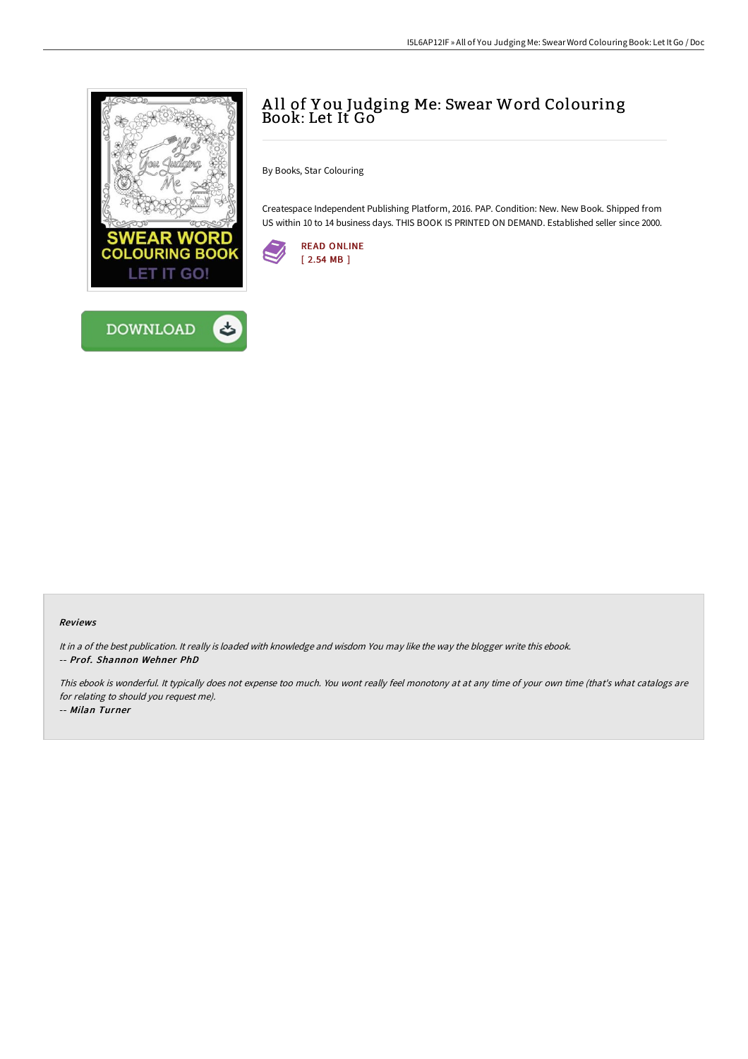# All of You Judging Me: Swear Word Colouring Book: Let It Go

By Books, Star Colouring

Createspace Independent Publishing Platform, 2016. PAP. Condition: New. New Book. Shipped from US within 10 to 14 business days. THIS BOOK IS PRINTED ON DEMAND. Established seller since 2000.

READ ONLINE
[ 2.54 MB ]

DOWNLOAD

### Reviews

*It in a of the best publication. It really is loaded with knowledge and wisdom You may like the way the blogger write this ebook.*
-- ***Prof. Shannon Wehner PhD***

*This ebook is wonderful. It typically does not expense too much. You wont really feel monotony at at any time of your own time (that's what catalogs are for relating to should you request me).*
-- ***Milan Turner***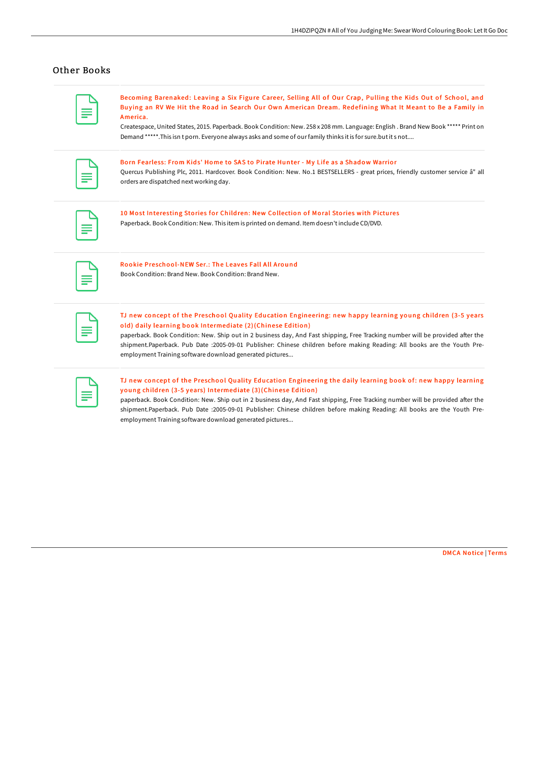## Other Books

**Becoming Barenaked: Leaving a Six Figure Career, Selling All of Our Crap, Pulling the Kids Out of School, and Buying an RV We Hit the Road in Search Our Own American Dream. Redefining What It Meant to Be a Family in America.**

Createspace, United States, 2015. Paperback. Book Condition: New. 258 x 208 mm. Language: English . Brand New Book ***** Print on Demand *****.This isn t porn. Everyone always asks and some of our family thinks it is for sure.but it s not....

**Born Fearless: From Kids' Home to SAS to Pirate Hunter - My Life as a Shadow Warrior**

Quercus Publishing Plc, 2011. Hardcover. Book Condition: New. No.1 BESTSELLERS - great prices, friendly customer service â" all orders are dispatched next working day.

**10 Most Interesting Stories for Children: New Collection of Moral Stories with Pictures**

Paperback. Book Condition: New. This item is printed on demand. Item doesn't include CD/DVD.

**Rookie Preschool-NEW Ser.: The Leaves Fall All Around**

Book Condition: Brand New. Book Condition: Brand New.

**TJ new concept of the Preschool Quality Education Engineering: new happy learning young children (3-5 years old) daily learning book Intermediate (2)(Chinese Edition)**

paperback. Book Condition: New. Ship out in 2 business day, And Fast shipping, Free Tracking number will be provided after the shipment.Paperback. Pub Date :2005-09-01 Publisher: Chinese children before making Reading: All books are the Youth Pre-employment Training software download generated pictures...

**TJ new concept of the Preschool Quality Education Engineering the daily learning book of: new happy learning young children (3-5 years) Intermediate (3)(Chinese Edition)**

paperback. Book Condition: New. Ship out in 2 business day, And Fast shipping, Free Tracking number will be provided after the shipment.Paperback. Pub Date :2005-09-01 Publisher: Chinese children before making Reading: All books are the Youth Pre-employment Training software download generated pictures...